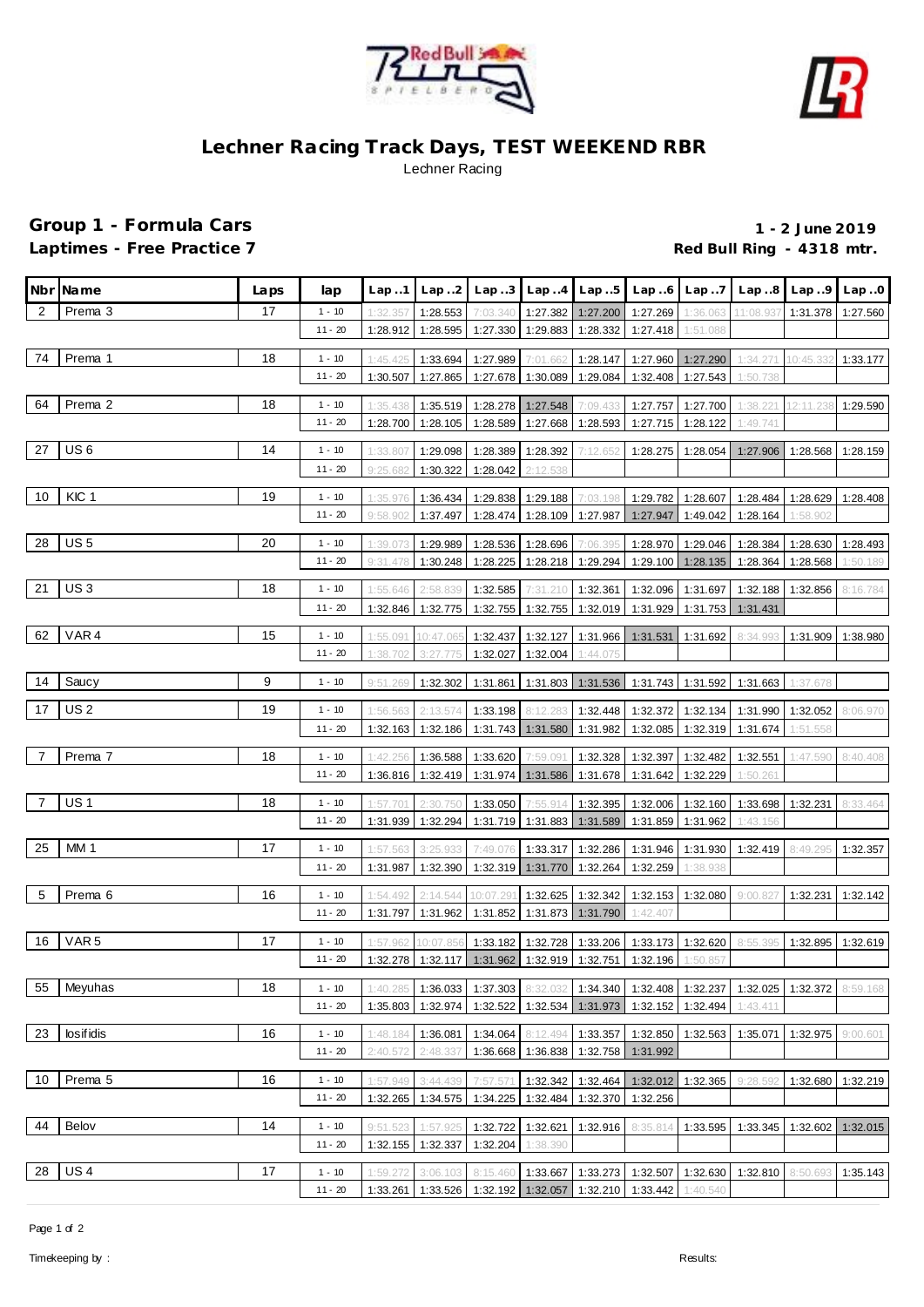# Lechner Racing Track Days, TEST WEEKEND RBR

Lechner Racing

## Group 1 - Formula Cars
**Laptimes - Free Practice 7**

**1 - 2 June 2019**
**Red Bull Ring - 4318 mtr.**

| Nbr | Name | Laps | lap | Lap..1 | Lap..2 | Lap..3 | Lap..4 | Lap..5 | Lap..6 | Lap..7 | Lap..8 | Lap..9 | Lap..0 |
|---|---|---|---|---|---|---|---|---|---|---|---|---|---|
| 2 | Prema 3 | 17 | 1 - 10 | 1:32.357 | 1:28.553 | 7:03.340 | 1:27.382 | 1:27.200 | 1:27.269 | 1:36.063 | 11:08.937 | 1:31.378 | 1:27.560 |
| | | | 11 - 20 | 1:28.912 | 1:28.595 | 1:27.330 | 1:29.883 | 1:28.332 | 1:27.418 | 1:51.088 | | | |
| 74 | Prema 1 | 18 | 1 - 10 | 1:45.425 | 1:33.694 | 1:27.989 | 7:01.662 | 1:28.147 | 1:27.960 | 1:27.290 | 1:34.271 | 10:45.332 | 1:33.177 |
| | | | 11 - 20 | 1:30.507 | 1:27.865 | 1:27.678 | 1:30.089 | 1:29.084 | 1:32.408 | 1:27.543 | 1:50.738 | | |
| 64 | Prema 2 | 18 | 1 - 10 | 1:35.438 | 1:35.519 | 1:28.278 | 1:27.548 | 7:09.433 | 1:27.757 | 1:27.700 | 1:38.221 | 12:11.238 | 1:29.590 |
| | | | 11 - 20 | 1:28.700 | 1:28.105 | 1:28.589 | 1:27.668 | 1:28.593 | 1:27.715 | 1:28.122 | 1:49.741 | | |
| 27 | US 6 | 14 | 1 - 10 | 1:33.807 | 1:29.098 | 1:28.389 | 1:28.392 | 7:12.652 | 1:28.275 | 1:28.054 | 1:27.906 | 1:28.568 | 1:28.159 |
| | | | 11 - 20 | 9:25.682 | 1:30.322 | 1:28.042 | 2:12.538 | | | | | | |
| 10 | KIC 1 | 19 | 1 - 10 | 1:35.976 | 1:36.434 | 1:29.838 | 1:29.188 | 7:03.198 | 1:29.782 | 1:28.607 | 1:28.484 | 1:28.629 | 1:28.408 |
| | | | 11 - 20 | 9:58.902 | 1:37.497 | 1:28.474 | 1:28.109 | 1:27.987 | 1:27.947 | 1:49.042 | 1:28.164 | 1:58.902 | |
| 28 | US 5 | 20 | 1 - 10 | 1:39.073 | 1:29.989 | 1:28.536 | 1:28.696 | 7:06.395 | 1:28.970 | 1:29.046 | 1:28.384 | 1:28.630 | 1:28.493 |
| | | | 11 - 20 | 9:31.478 | 1:30.248 | 1:28.225 | 1:28.218 | 1:29.294 | 1:29.100 | 1:28.135 | 1:28.364 | 1:28.568 | 1:50.189 |
| 21 | US 3 | 18 | 1 - 10 | 1:55.646 | 2:58.839 | 1:32.585 | 7:31.210 | 1:32.361 | 1:32.096 | 1:31.697 | 1:32.188 | 1:32.856 | 8:16.784 |
| | | | 11 - 20 | 1:32.846 | 1:32.775 | 1:32.755 | 1:32.755 | 1:32.019 | 1:31.929 | 1:31.753 | 1:31.431 | | |
| 62 | VAR 4 | 15 | 1 - 10 | 1:55.091 | 10:47.065 | 1:32.437 | 1:32.127 | 1:31.966 | 1:31.531 | 1:31.692 | 8:34.993 | 1:31.909 | 1:38.980 |
| | | | 11 - 20 | 1:38.702 | 3:27.775 | 1:32.027 | 1:32.004 | 1:44.075 | | | | | |
| 14 | Saucy | 9 | 1 - 10 | 9:51.269 | 1:32.302 | 1:31.861 | 1:31.803 | 1:31.536 | 1:31.743 | 1:31.592 | 1:31.663 | 1:37.678 | |
| 17 | US 2 | 19 | 1 - 10 | 1:56.563 | 2:13.574 | 1:33.198 | 8:12.283 | 1:32.448 | 1:32.372 | 1:32.134 | 1:31.990 | 1:32.052 | 8:06.970 |
| | | | 11 - 20 | 1:32.163 | 1:32.186 | 1:31.743 | 1:31.580 | 1:31.982 | 1:32.085 | 1:32.319 | 1:31.674 | 1:51.558 | |
| 7 | Prema 7 | 18 | 1 - 10 | 1:42.256 | 1:36.588 | 1:33.620 | 7:59.091 | 1:32.328 | 1:32.397 | 1:32.482 | 1:32.551 | 1:47.590 | 8:40.408 |
| | | | 11 - 20 | 1:36.816 | 1:32.419 | 1:31.974 | 1:31.586 | 1:31.678 | 1:31.642 | 1:32.229 | 1:50.261 | | |
| 7 | US 1 | 18 | 1 - 10 | 1:57.701 | 2:30.750 | 1:33.050 | 7:55.914 | 1:32.395 | 1:32.006 | 1:32.160 | 1:33.698 | 1:32.231 | 8:33.464 |
| | | | 11 - 20 | 1:31.939 | 1:32.294 | 1:31.719 | 1:31.883 | 1:31.589 | 1:31.859 | 1:31.962 | 1:43.156 | | |
| 25 | MM 1 | 17 | 1 - 10 | 1:57.563 | 3:25.933 | 7:49.076 | 1:33.317 | 1:32.286 | 1:31.946 | 1:31.930 | 1:32.419 | 8:49.295 | 1:32.357 |
| | | | 11 - 20 | 1:31.987 | 1:32.390 | 1:32.319 | 1:31.770 | 1:32.264 | 1:32.259 | 1:38.938 | | | |
| 5 | Prema 6 | 16 | 1 - 10 | 1:54.492 | 2:14.544 | 10:07.291 | 1:32.625 | 1:32.342 | 1:32.153 | 1:32.080 | 9:00.827 | 1:32.231 | 1:32.142 |
| | | | 11 - 20 | 1:31.797 | 1:31.962 | 1:31.852 | 1:31.873 | 1:31.790 | 1:42.407 | | | | |
| 16 | VAR 5 | 17 | 1 - 10 | 1:57.962 | 10:07.856 | 1:33.182 | 1:32.728 | 1:33.206 | 1:33.173 | 1:32.620 | 8:55.395 | 1:32.895 | 1:32.619 |
| | | | 11 - 20 | 1:32.278 | 1:32.117 | 1:31.962 | 1:32.919 | 1:32.751 | 1:32.196 | 1:50.857 | | | |
| 55 | Meyuhas | 18 | 1 - 10 | 1:40.285 | 1:36.033 | 1:37.303 | 8:32.032 | 1:34.340 | 1:32.408 | 1:32.237 | 1:32.025 | 1:32.372 | 8:59.168 |
| | | | 11 - 20 | 1:35.803 | 1:32.974 | 1:32.522 | 1:32.534 | 1:31.973 | 1:32.152 | 1:32.494 | 1:43.411 | | |
| 23 | Iosifidis | 16 | 1 - 10 | 1:48.184 | 1:36.081 | 1:34.064 | 8:12.494 | 1:33.357 | 1:32.850 | 1:32.563 | 1:35.071 | 1:32.975 | 9:00.601 |
| | | | 11 - 20 | 2:40.572 | 2:48.337 | 1:36.668 | 1:36.838 | 1:32.758 | 1:31.992 | | | | |
| 10 | Prema 5 | 16 | 1 - 10 | 1:57.949 | 3:44.439 | 7:57.571 | 1:32.342 | 1:32.464 | 1:32.012 | 1:32.365 | 9:28.592 | 1:32.680 | 1:32.219 |
| | | | 11 - 20 | 1:32.265 | 1:34.575 | 1:34.225 | 1:32.484 | 1:32.370 | 1:32.256 | | | | |
| 44 | Belov | 14 | 1 - 10 | 9:51.523 | 1:57.925 | 1:32.722 | 1:32.621 | 1:32.916 | 8:35.814 | 1:33.595 | 1:33.345 | 1:32.602 | 1:32.015 |
| | | | 11 - 20 | 1:32.155 | 1:32.337 | 1:32.204 | 1:38.390 | | | | | | |
| 28 | US 4 | 17 | 1 - 10 | 1:59.272 | 3:06.103 | 8:15.460 | 1:33.667 | 1:33.273 | 1:32.507 | 1:32.630 | 1:32.810 | 8:50.693 | 1:35.143 |
| | | | 11 - 20 | 1:33.261 | 1:33.526 | 1:32.192 | 1:32.057 | 1:32.210 | 1:33.442 | 1:40.540 | | | |

Timekeeping by : Results: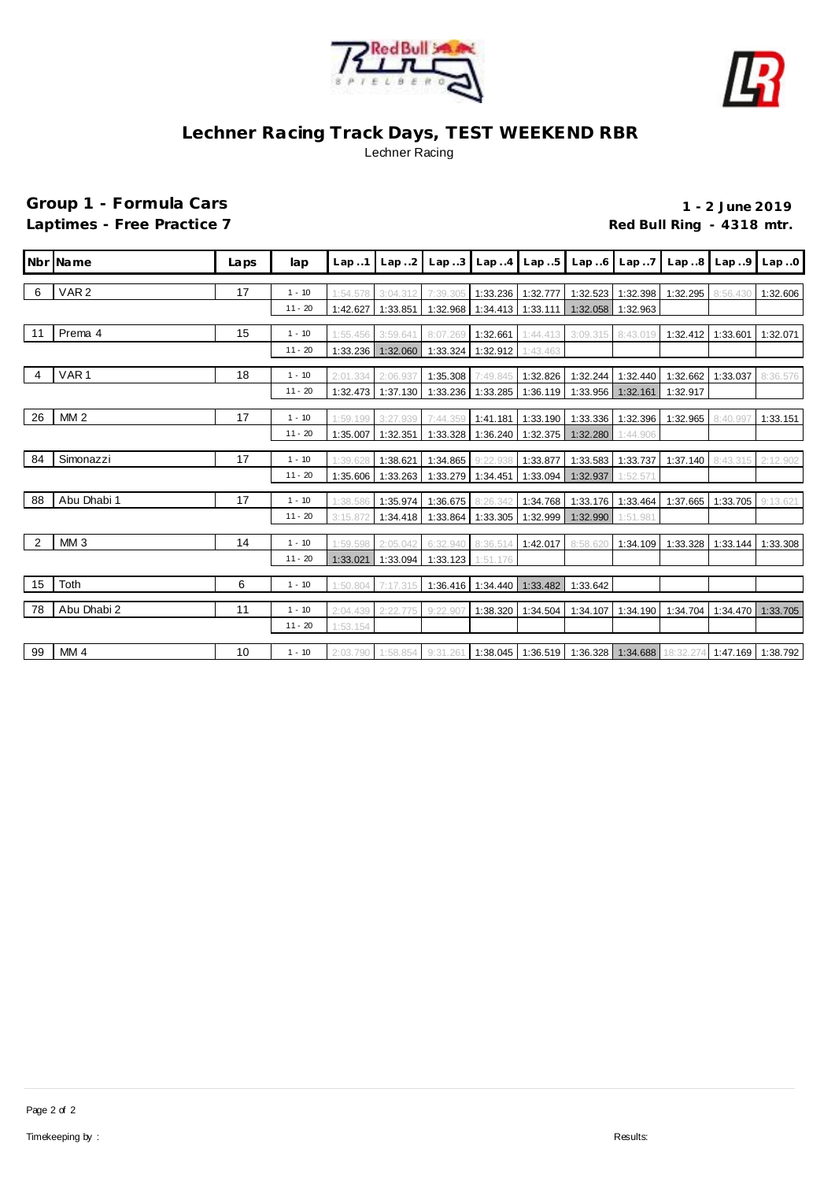# Lechner Racing Track Days, TEST WEEKEND RBR

Lechner Racing

## Group 1 - Formula Cars

**Laptimes - Free Practice 7**

**1 - 2 June 2019**

**Red Bull Ring - 4318 mtr.**

| Nbr | Name | Laps | lap | Lap ..1 | Lap ..2 | Lap ..3 | Lap ..4 | Lap ..5 | Lap ..6 | Lap ..7 | Lap ..8 | Lap ..9 | Lap ..0 |
|---|---|---|---|---|---|---|---|---|---|---|---|---|---|
| 6 | VAR 2 | 17 | 1 - 10 | 1:54.578 | 3:04.312 | 7:39.305 | 1:33.236 | 1:32.777 | 1:32.523 | 1:32.398 | 1:32.295 | 8:56.430 | 1:32.606 |
| | | | 11 - 20 | 1:42.627 | 1:33.851 | 1:32.968 | 1:34.413 | 1:33.111 | 1:32.058 | 1:32.963 | | | |
| 11 | Prema 4 | 15 | 1 - 10 | 1:55.456 | 3:59.641 | 8:07.269 | 1:32.661 | 1:44.413 | 3:09.315 | 8:43.019 | 1:32.412 | 1:33.601 | 1:32.071 |
| | | | 11 - 20 | 1:33.236 | 1:32.060 | 1:33.324 | 1:32.912 | 1:43.463 | | | | | |
| 4 | VAR 1 | 18 | 1 - 10 | 2:01.334 | 2:06.937 | 1:35.308 | 7:49.845 | 1:32.826 | 1:32.244 | 1:32.440 | 1:32.662 | 1:33.037 | 8:36.576 |
| | | | 11 - 20 | 1:32.473 | 1:37.130 | 1:33.236 | 1:33.285 | 1:36.119 | 1:33.956 | 1:32.161 | 1:32.917 | | |
| 26 | MM 2 | 17 | 1 - 10 | 1:59.199 | 3:27.939 | 7:44.359 | 1:41.181 | 1:33.190 | 1:33.336 | 1:32.396 | 1:32.965 | 8:40.997 | 1:33.151 |
| | | | 11 - 20 | 1:35.007 | 1:32.351 | 1:33.328 | 1:36.240 | 1:32.375 | 1:32.280 | 1:44.906 | | | |
| 84 | Simonazzi | 17 | 1 - 10 | 1:39.628 | 1:38.621 | 1:34.865 | 9:22.938 | 1:33.877 | 1:33.583 | 1:33.737 | 1:37.140 | 8:43.315 | 2:12.902 |
| | | | 11 - 20 | 1:35.606 | 1:33.263 | 1:33.279 | 1:34.451 | 1:33.094 | 1:32.937 | 1:52.571 | | | |
| 88 | Abu Dhabi 1 | 17 | 1 - 10 | 1:38.586 | 1:35.974 | 1:36.675 | 8:26.342 | 1:34.768 | 1:33.176 | 1:33.464 | 1:37.665 | 1:33.705 | 9:13.621 |
| | | | 11 - 20 | 3:15.872 | 1:34.418 | 1:33.864 | 1:33.305 | 1:32.999 | 1:32.990 | 1:51.981 | | | |
| 2 | MM 3 | 14 | 1 - 10 | 1:59.598 | 2:05.042 | 6:32.940 | 8:36.514 | 1:42.017 | 8:58.620 | 1:34.109 | 1:33.328 | 1:33.144 | 1:33.308 |
| | | | 11 - 20 | 1:33.021 | 1:33.094 | 1:33.123 | 1:51.176 | | | | | | |
| 15 | Toth | 6 | 1 - 10 | 1:50.804 | 7:17.315 | 1:36.416 | 1:34.440 | 1:33.482 | 1:33.642 | | | | |
| 78 | Abu Dhabi 2 | 11 | 1 - 10 | 2:04.439 | 2:22.775 | 9:22.907 | 1:38.320 | 1:34.504 | 1:34.107 | 1:34.190 | 1:34.704 | 1:34.470 | 1:33.705 |
| | | | 11 - 20 | 1:53.154 | | | | | | | | | |
| 99 | MM 4 | 10 | 1 - 10 | 2:03.790 | 1:58.854 | 9:31.261 | 1:38.045 | 1:36.519 | 1:36.328 | 1:34.688 | 18:32.274 | 1:47.169 | 1:38.792 |

Timekeeping by :

Results: